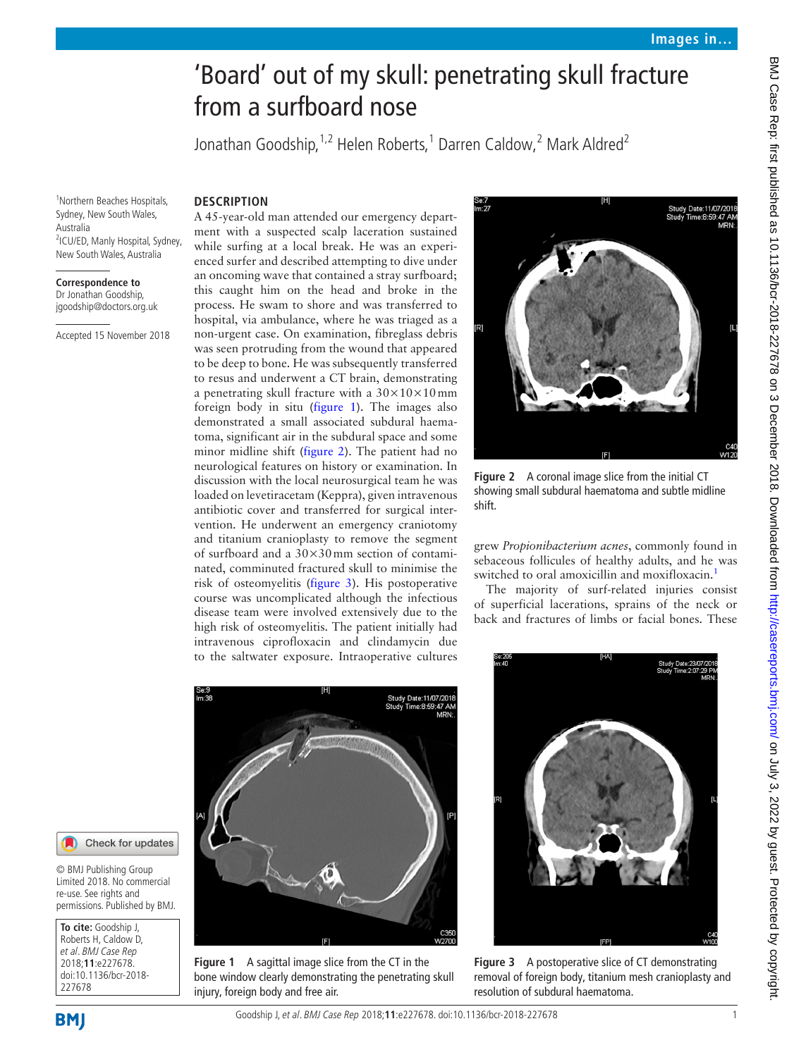# 'Board' out of my skull: penetrating skull fracture from a surfboard nose

Jonathan Goodship,[1,2] Helen Roberts,[1] Darren Caldow,[2] Mark Aldred[2]

[1]Northern Beaches Hospitals, Sydney, New South Wales, Australia
[2]ICU/ED, Manly Hospital, Sydney, New South Wales, Australia

**Correspondence to**
Dr Jonathan Goodship, jgoodship@doctors.org.uk

Accepted 15 November 2018

© BMJ Publishing Group Limited 2018. No commercial re-use. See rights and permissions. Published by BMJ.

**To cite:** Goodship J, Roberts H, Caldow D, *et al*. *BMJ Case Rep* 2018;**11**:e227678. doi:10.1136/bcr-2018-227678

## DESCRIPTION

A 45-year-old man attended our emergency department with a suspected scalp laceration sustained while surfing at a local break. He was an experienced surfer and described attempting to dive under an oncoming wave that contained a stray surfboard; this caught him on the head and broke in the process. He swam to shore and was transferred to hospital, via ambulance, where he was triaged as a non-urgent case. On examination, fibreglass debris was seen protruding from the wound that appeared to be deep to bone. He was subsequently transferred to resus and underwent a CT brain, demonstrating a penetrating skull fracture with a 30×10×10 mm foreign body in situ (figure 1). The images also demonstrated a small associated subdural haematoma, significant air in the subdural space and some minor midline shift (figure 2). The patient had no neurological features on history or examination. In discussion with the local neurosurgical team he was loaded on levetiracetam (Keppra), given intravenous antibiotic cover and transferred for surgical intervention. He underwent an emergency craniotomy and titanium cranioplasty to remove the segment of surfboard and a 30×30 mm section of contaminated, comminuted fractured skull to minimise the risk of osteomyelitis (figure 3). His postoperative course was uncomplicated although the infectious disease team were involved extensively due to the high risk of osteomyelitis. The patient initially had intravenous ciprofloxacin and clindamycin due to the saltwater exposure. Intraoperative cultures grew *Propionibacterium acnes*, commonly found in sebaceous follicules of healthy adults, and he was switched to oral amoxicillin and moxifloxacin.[1]

The majority of surf-related injuries consist of superficial lacerations, sprains of the neck or back and fractures of limbs or facial bones. These

**Figure 1** A sagittal image slice from the CT in the bone window clearly demonstrating the penetrating skull injury, foreign body and free air.

**Figure 2** A coronal image slice from the initial CT showing small subdural haematoma and subtle midline shift.

**Figure 3** A postoperative slice of CT demonstrating removal of foreign body, titanium mesh cranioplasty and resolution of subdural haematoma.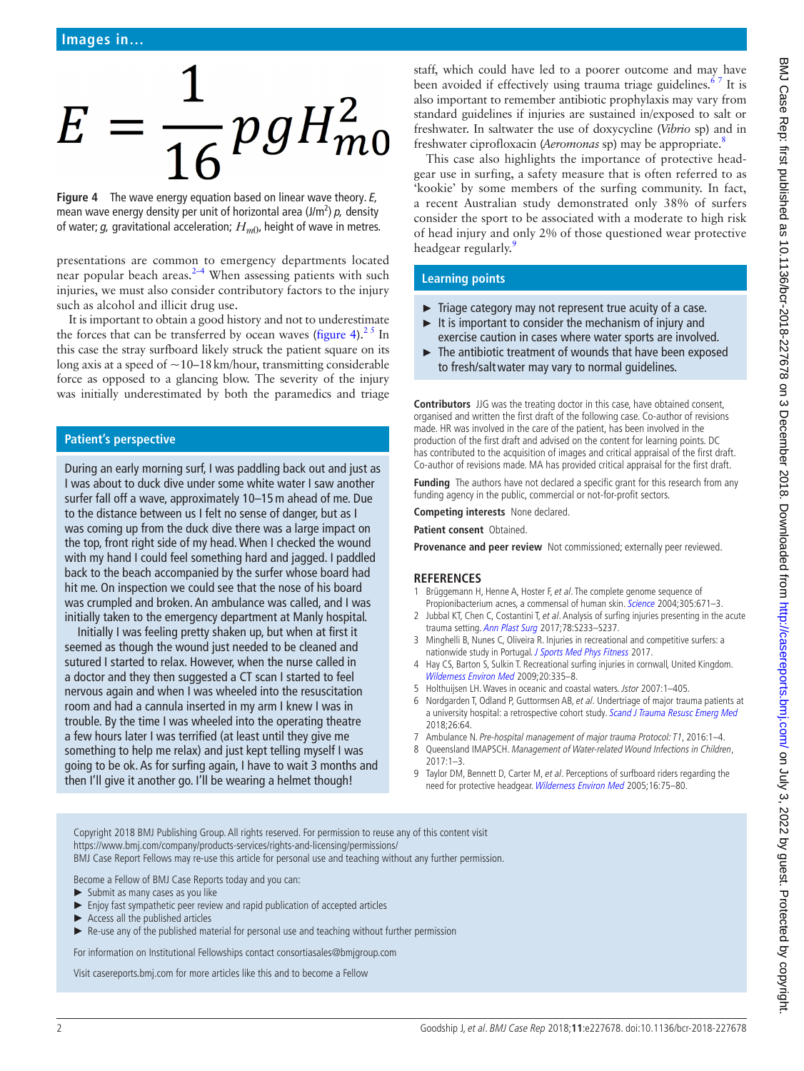$$E = \frac{1}{16} pgH_{m0}^2$$

**Figure 4** The wave energy equation based on linear wave theory. *E*, mean wave energy density per unit of horizontal area (J/m$^2$) *p*, density of water; *g*, gravitational acceleration; $H_{m0}$, height of wave in metres.

presentations are common to emergency departments located near popular beach areas.[2–4] When assessing patients with such injuries, we must also consider contributory factors to the injury such as alcohol and illicit drug use.

It is important to obtain a good history and not to underestimate the forces that can be transferred by ocean waves (figure 4).[2 5] In this case the stray surfboard likely struck the patient square on its long axis at a speed of ~10–18 km/hour, transmitting considerable force as opposed to a glancing blow. The severity of the injury was initially underestimated by both the paramedics and triage staff, which could have led to a poorer outcome and may have been avoided if effectively using trauma triage guidelines.[6 7] It is also important to remember antibiotic prophylaxis may vary from standard guidelines if injuries are sustained in/exposed to salt or freshwater. In saltwater the use of doxycycline (*Vibrio* sp) and in freshwater ciprofloxacin (*Aeromonas* sp) may be appropriate.[8]

This case also highlights the importance of protective headgear use in surfing, a safety measure that is often referred to as 'kookie' by some members of the surfing community. In fact, a recent Australian study demonstrated only 38% of surfers consider the sport to be associated with a moderate to high risk of head injury and only 2% of those questioned wear protective headgear regularly.[9]

## Patient's perspective

During an early morning surf, I was paddling back out and just as I was about to duck dive under some white water I saw another surfer fall off a wave, approximately 10–15 m ahead of me. Due to the distance between us I felt no sense of danger, but as I was coming up from the duck dive there was a large impact on the top, front right side of my head. When I checked the wound with my hand I could feel something hard and jagged. I paddled back to the beach accompanied by the surfer whose board had hit me. On inspection we could see that the nose of his board was crumpled and broken. An ambulance was called, and I was initially taken to the emergency department at Manly hospital.

Initially I was feeling pretty shaken up, but when at first it seemed as though the wound just needed to be cleaned and sutured I started to relax. However, when the nurse called in a doctor and they then suggested a CT scan I started to feel nervous again and when I was wheeled into the resuscitation room and had a cannula inserted in my arm I knew I was in trouble. By the time I was wheeled into the operating theatre a few hours later I was terrified (at least until they give me something to help me relax) and just kept telling myself I was going to be ok. As for surfing again, I have to wait 3 months and then I'll give it another go. I'll be wearing a helmet though!

## Learning points

- Triage category may not represent true acuity of a case.
- It is important to consider the mechanism of injury and exercise caution in cases where water sports are involved.
- The antibiotic treatment of wounds that have been exposed to fresh/salt water may vary to normal guidelines.

**Contributors** JJG was the treating doctor in this case, have obtained consent, organised and written the first draft of the following case. Co-author of revisions made. HR was involved in the care of the patient, has been involved in the production of the first draft and advised on the content for learning points. DC has contributed to the acquisition of images and critical appraisal of the first draft. Co-author of revisions made. MA has provided critical appraisal for the first draft.

**Funding** The authors have not declared a specific grant for this research from any funding agency in the public, commercial or not-for-profit sectors.

**Competing interests** None declared.

**Patient consent** Obtained.

**Provenance and peer review** Not commissioned; externally peer reviewed.

## REFERENCES

1. Brüggemann H, Henne A, Hoster F, *et al*. The complete genome sequence of Propionibacterium acnes, a commensal of human skin. *Science* 2004;305:671–3.
2. Jubbal KT, Chen C, Costantini T, *et al*. Analysis of surfing injuries presenting in the acute trauma setting. *Ann Plast Surg* 2017;78:S233–S237.
3. Minghelli B, Nunes C, Oliveira R. Injuries in recreational and competitive surfers: a nationwide study in Portugal. *J Sports Med Phys Fitness* 2017.
4. Hay CS, Barton S, Sulkin T. Recreational surfing injuries in cornwall, United Kingdom. *Wilderness Environ Med* 2009;20:335–8.
5. Holthuijsen LH. Waves in oceanic and coastal waters. *Jstor* 2007:1–405.
6. Nordgarden T, Odland P, Guttormsen AB, *et al*. Undertriage of major trauma patients at a university hospital: a retrospective cohort study. *Scand J Trauma Resusc Emerg Med* 2018;26:64.
7. Ambulance N. *Pre-hospital management of major trauma Protocol: T1*, 2016:1–4.
8. Queensland IMAPSCH. *Management of Water-related Wound Infections in Children*, 2017:1–3.
9. Taylor DM, Bennett D, Carter M, *et al*. Perceptions of surfboard riders regarding the need for protective headgear. *Wilderness Environ Med* 2005;16:75–80.

Copyright 2018 BMJ Publishing Group. All rights reserved. For permission to reuse any of this content visit https://www.bmj.com/company/products-services/rights-and-licensing/permissions/
BMJ Case Report Fellows may re-use this article for personal use and teaching without any further permission.

Become a Fellow of BMJ Case Reports today and you can:

- Submit as many cases as you like
- Enjoy fast sympathetic peer review and rapid publication of accepted articles
- Access all the published articles
- Re-use any of the published material for personal use and teaching without further permission

For information on Institutional Fellowships contact consortiasales@bmjgroup.com

Visit casereports.bmj.com for more articles like this and to become a Fellow